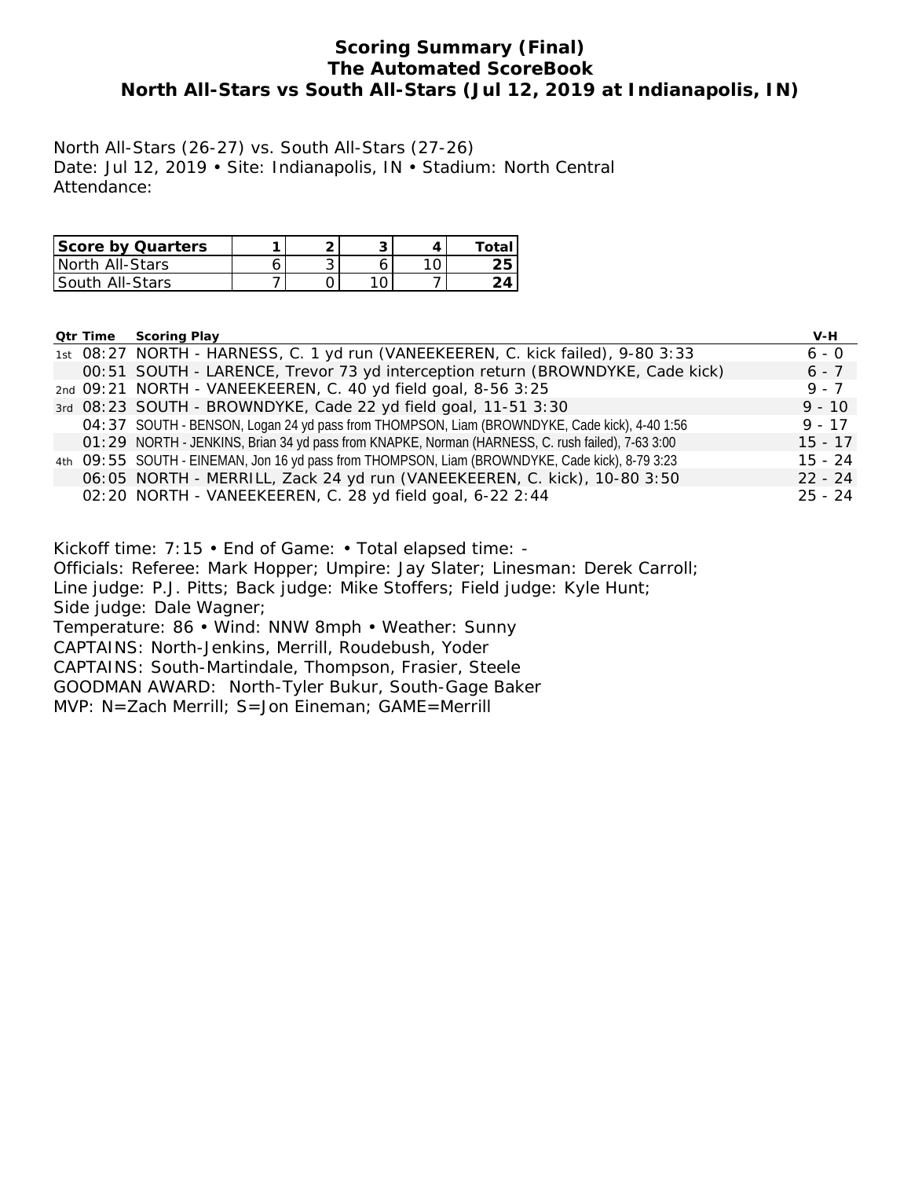# Scoring Summary (Final)
## The Automated ScoreBook
## North All-Stars vs South All-Stars (Jul 12, 2019 at Indianapolis, IN)

North All-Stars (26-27) vs. South All-Stars (27-26)
Date: Jul 12, 2019 • Site: Indianapolis, IN • Stadium: North Central
Attendance:

| Score by Quarters | 1 | 2 | 3 | 4 | Total |
|---|---|---|---|---|---|
| North All-Stars | 6 | 3 | 6 | 10 | **25** |
| South All-Stars | 7 | 0 | 10 | 7 | **24** |

| Qtr | Time | Scoring Play | V-H |
|---|---|---|---|
| 1st | 08:27 | NORTH - HARNESS, C. 1 yd run (VANEEKEEREN, C. kick failed), 9-80 3:33 | 6 - 0 |
| | 00:51 | SOUTH - LARENCE, Trevor 73 yd interception return (BROWNDYKE, Cade kick) | 6 - 7 |
| 2nd | 09:21 | NORTH - VANEEKEEREN, C. 40 yd field goal, 8-56 3:25 | 9 - 7 |
| 3rd | 08:23 | SOUTH - BROWNDYKE, Cade 22 yd field goal, 11-51 3:30 | 9 - 10 |
| | 04:37 | SOUTH - BENSON, Logan 24 yd pass from THOMPSON, Liam (BROWNDYKE, Cade kick), 4-40 1:56 | 9 - 17 |
| | 01:29 | NORTH - JENKINS, Brian 34 yd pass from KNAPKE, Norman (HARNESS, C. rush failed), 7-63 3:00 | 15 - 17 |
| 4th | 09:55 | SOUTH - EINEMAN, Jon 16 yd pass from THOMPSON, Liam (BROWNDYKE, Cade kick), 8-79 3:23 | 15 - 24 |
| | 06:05 | NORTH - MERRILL, Zack 24 yd run (VANEEKEEREN, C. kick), 10-80 3:50 | 22 - 24 |
| | 02:20 | NORTH - VANEEKEEREN, C. 28 yd field goal, 6-22 2:44 | 25 - 24 |

Kickoff time: 7:15 • End of Game: • Total elapsed time: -
Officials: Referee: Mark Hopper; Umpire: Jay Slater; Linesman: Derek Carroll;
Line judge: P.J. Pitts; Back judge: Mike Stoffers; Field judge: Kyle Hunt;
Side judge: Dale Wagner;
Temperature: 86 • Wind: NNW 8mph • Weather: Sunny
CAPTAINS: North-Jenkins, Merrill, Roudebush, Yoder
CAPTAINS: South-Martindale, Thompson, Frasier, Steele
GOODMAN AWARD: North-Tyler Bukur, South-Gage Baker
MVP: N=Zach Merrill; S=Jon Eineman; GAME=Merrill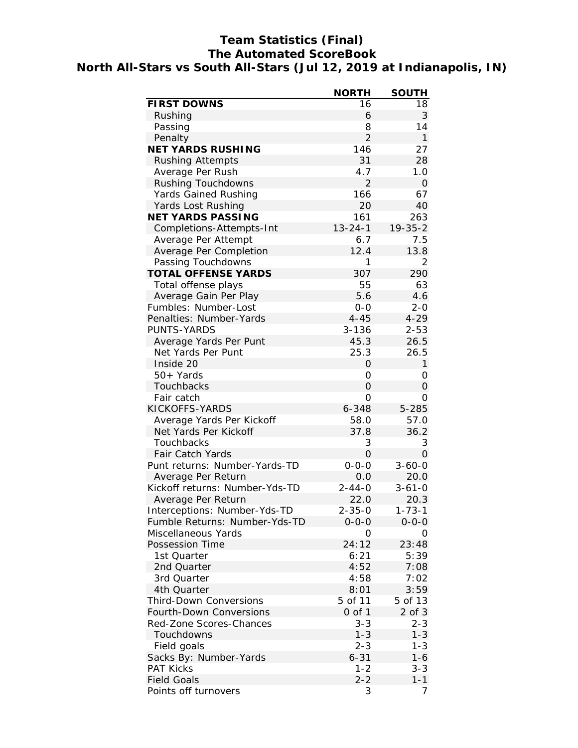# Team Statistics (Final)
## The Automated ScoreBook
## North All-Stars vs South All-Stars (Jul 12, 2019 at Indianapolis, IN)

| | NORTH | SOUTH |
|---|---|---|
| **FIRST DOWNS** | 16 | 18 |
| Rushing | 6 | 3 |
| Passing | 8 | 14 |
| Penalty | 2 | 1 |
| **NET YARDS RUSHING** | 146 | 27 |
| Rushing Attempts | 31 | 28 |
| Average Per Rush | 4.7 | 1.0 |
| Rushing Touchdowns | 2 | 0 |
| Yards Gained Rushing | 166 | 67 |
| Yards Lost Rushing | 20 | 40 |
| **NET YARDS PASSING** | 161 | 263 |
| Completions-Attempts-Int | 13-24-1 | 19-35-2 |
| Average Per Attempt | 6.7 | 7.5 |
| Average Per Completion | 12.4 | 13.8 |
| Passing Touchdowns | 1 | 2 |
| **TOTAL OFFENSE YARDS** | 307 | 290 |
| Total offense plays | 55 | 63 |
| Average Gain Per Play | 5.6 | 4.6 |
| Fumbles: Number-Lost | 0-0 | 2-0 |
| Penalties: Number-Yards | 4-45 | 4-29 |
| PUNTS-YARDS | 3-136 | 2-53 |
| Average Yards Per Punt | 45.3 | 26.5 |
| Net Yards Per Punt | 25.3 | 26.5 |
| Inside 20 | 0 | 1 |
| 50+ Yards | 0 | 0 |
| Touchbacks | 0 | 0 |
| Fair catch | 0 | 0 |
| KICKOFFS-YARDS | 6-348 | 5-285 |
| Average Yards Per Kickoff | 58.0 | 57.0 |
| Net Yards Per Kickoff | 37.8 | 36.2 |
| Touchbacks | 3 | 3 |
| Fair Catch Yards | 0 | 0 |
| Punt returns: Number-Yards-TD | 0-0-0 | 3-60-0 |
| Average Per Return | 0.0 | 20.0 |
| Kickoff returns: Number-Yds-TD | 2-44-0 | 3-61-0 |
| Average Per Return | 22.0 | 20.3 |
| Interceptions: Number-Yds-TD | 2-35-0 | 1-73-1 |
| Fumble Returns: Number-Yds-TD | 0-0-0 | 0-0-0 |
| Miscellaneous Yards | 0 | 0 |
| Possession Time | 24:12 | 23:48 |
| 1st Quarter | 6:21 | 5:39 |
| 2nd Quarter | 4:52 | 7:08 |
| 3rd Quarter | 4:58 | 7:02 |
| 4th Quarter | 8:01 | 3:59 |
| Third-Down Conversions | 5 of 11 | 5 of 13 |
| Fourth-Down Conversions | 0 of 1 | 2 of 3 |
| Red-Zone Scores-Chances | 3-3 | 2-3 |
| Touchdowns | 1-3 | 1-3 |
| Field goals | 2-3 | 1-3 |
| Sacks By: Number-Yards | 6-31 | 1-6 |
| PAT Kicks | 1-2 | 3-3 |
| Field Goals | 2-2 | 1-1 |
| Points off turnovers | 3 | 7 |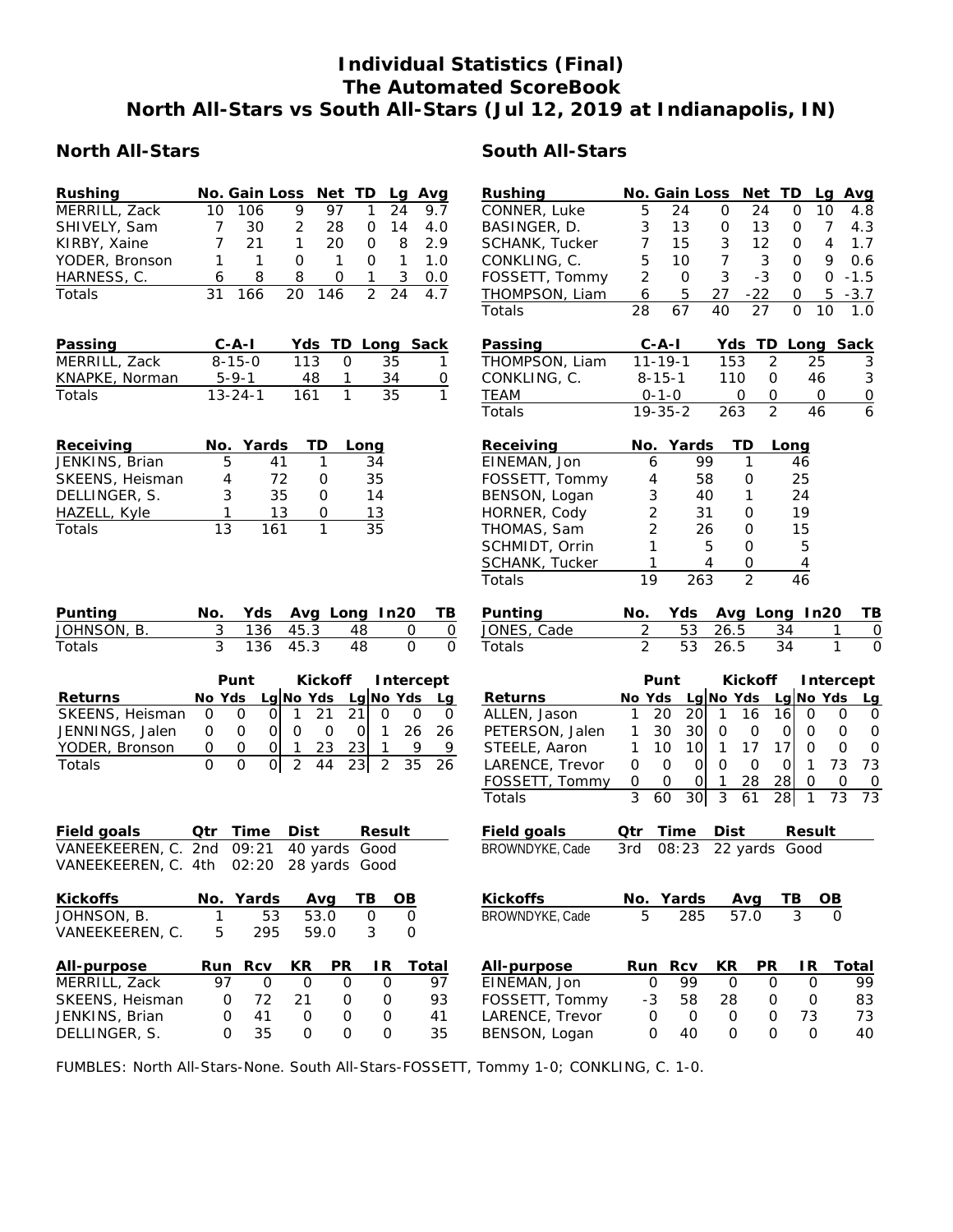# Individual Statistics (Final)
# The Automated ScoreBook
# North All-Stars vs South All-Stars (Jul 12, 2019 at Indianapolis, IN)

## North All-Stars

| Rushing | No. | Gain | Loss | Net | TD | Lg | Avg |
|---|---|---|---|---|---|---|---|
| MERRILL, Zack | 10 | 106 | 9 | 97 | 1 | 24 | 9.7 |
| SHIVELY, Sam | 7 | 30 | 2 | 28 | 0 | 14 | 4.0 |
| KIRBY, Xaine | 7 | 21 | 1 | 20 | 0 | 8 | 2.9 |
| YODER, Bronson | 1 | 1 | 0 | 1 | 0 | 1 | 1.0 |
| HARNESS, C. | 6 | 8 | 8 | 0 | 1 | 3 | 0.0 |
| Totals | 31 | 166 | 20 | 146 | 2 | 24 | 4.7 |

| Passing | C-A-I | Yds | TD | Long | Sack |
|---|---|---|---|---|---|
| MERRILL, Zack | 8-15-0 | 113 | 0 | 35 | 1 |
| KNAPKE, Norman | 5-9-1 | 48 | 1 | 34 | 0 |
| Totals | 13-24-1 | 161 | 1 | 35 | 1 |

| Receiving | No. | Yards | TD | Long |
|---|---|---|---|---|
| JENKINS, Brian | 5 | 41 | 1 | 34 |
| SKEENS, Heisman | 4 | 72 | 0 | 35 |
| DELLINGER, S. | 3 | 35 | 0 | 14 |
| HAZELL, Kyle | 1 | 13 | 0 | 13 |
| Totals | 13 | 161 | 1 | 35 |

| Punting | No. | Yds | Avg | Long | In20 | TB |
|---|---|---|---|---|---|---|
| JOHNSON, B. | 3 | 136 | 45.3 | 48 | 0 | 0 |
| Totals | 3 | 136 | 45.3 | 48 | 0 | 0 |

| | Punt | | | Kickoff | | | Intercept | | |
|---|---|---|---|---|---|---|---|---|---|
| Returns | No | Yds | Lg | No | Yds | Lg | No | Yds | Lg |
| SKEENS, Heisman | 0 | 0 | 0 | 1 | 21 | 21 | 0 | 0 | 0 |
| JENNINGS, Jalen | 0 | 0 | 0 | 0 | 0 | 0 | 1 | 26 | 26 |
| YODER, Bronson | 0 | 0 | 0 | 1 | 23 | 23 | 1 | 9 | 9 |
| Totals | 0 | 0 | 0 | 2 | 44 | 23 | 2 | 35 | 26 |

| Field goals | Qtr | Time | Dist | Result |
|---|---|---|---|---|
| VANEEKEEREN, C. | 2nd | 09:21 | 40 yards | Good |
| VANEEKEEREN, C. | 4th | 02:20 | 28 yards | Good |

| Kickoffs | No. | Yards | Avg | TB | OB |
|---|---|---|---|---|---|
| JOHNSON, B. | 1 | 53 | 53.0 | 0 | 0 |
| VANEEKEEREN, C. | 5 | 295 | 59.0 | 3 | 0 |

| All-purpose | Run | Rcv | KR | PR | IR | Total |
|---|---|---|---|---|---|---|
| MERRILL, Zack | 97 | 0 | 0 | 0 | 0 | 97 |
| SKEENS, Heisman | 0 | 72 | 21 | 0 | 0 | 93 |
| JENKINS, Brian | 0 | 41 | 0 | 0 | 0 | 41 |
| DELLINGER, S. | 0 | 35 | 0 | 0 | 0 | 35 |

## South All-Stars

| Rushing | No. | Gain | Loss | Net | TD | Lg | Avg |
|---|---|---|---|---|---|---|---|
| CONNER, Luke | 5 | 24 | 0 | 24 | 0 | 10 | 4.8 |
| BASINGER, D. | 3 | 13 | 0 | 13 | 0 | 7 | 4.3 |
| SCHANK, Tucker | 7 | 15 | 3 | 12 | 0 | 4 | 1.7 |
| CONKLING, C. | 5 | 10 | 7 | 3 | 0 | 9 | 0.6 |
| FOSSETT, Tommy | 2 | 0 | 3 | -3 | 0 | 0 | -1.5 |
| THOMPSON, Liam | 6 | 5 | 27 | -22 | 0 | 5 | -3.7 |
| Totals | 28 | 67 | 40 | 27 | 0 | 10 | 1.0 |

| Passing | C-A-I | Yds | TD | Long | Sack |
|---|---|---|---|---|---|
| THOMPSON, Liam | 11-19-1 | 153 | 2 | 25 | 3 |
| CONKLING, C. | 8-15-1 | 110 | 0 | 46 | 3 |
| TEAM | 0-1-0 | 0 | 0 | 0 | 0 |
| Totals | 19-35-2 | 263 | 2 | 46 | 6 |

| Receiving | No. | Yards | TD | Long |
|---|---|---|---|---|
| EINEMAN, Jon | 6 | 99 | 1 | 46 |
| FOSSETT, Tommy | 4 | 58 | 0 | 25 |
| BENSON, Logan | 3 | 40 | 1 | 24 |
| HORNER, Cody | 2 | 31 | 0 | 19 |
| THOMAS, Sam | 2 | 26 | 0 | 15 |
| SCHMIDT, Orrin | 1 | 5 | 0 | 5 |
| SCHANK, Tucker | 1 | 4 | 0 | 4 |
| Totals | 19 | 263 | 2 | 46 |

| Punting | No. | Yds | Avg | Long | In20 | TB |
|---|---|---|---|---|---|---|
| JONES, Cade | 2 | 53 | 26.5 | 34 | 1 | 0 |
| Totals | 2 | 53 | 26.5 | 34 | 1 | 0 |

| | Punt | | | Kickoff | | | Intercept | | |
|---|---|---|---|---|---|---|---|---|---|
| Returns | No | Yds | Lg | No | Yds | Lg | No | Yds | Lg |
| ALLEN, Jason | 1 | 20 | 20 | 1 | 16 | 16 | 0 | 0 | 0 |
| PETERSON, Jalen | 1 | 30 | 30 | 0 | 0 | 0 | 0 | 0 | 0 |
| STEELE, Aaron | 1 | 10 | 10 | 1 | 17 | 17 | 0 | 0 | 0 |
| LARENCE, Trevor | 0 | 0 | 0 | 0 | 0 | 0 | 1 | 73 | 73 |
| FOSSETT, Tommy | 0 | 0 | 0 | 1 | 28 | 28 | 0 | 0 | 0 |
| Totals | 3 | 60 | 30 | 3 | 61 | 28 | 1 | 73 | 73 |

| Field goals | Qtr | Time | Dist | Result |
|---|---|---|---|---|
| BROWNDYKE, Cade | 3rd | 08:23 | 22 yards | Good |

| Kickoffs | No. | Yards | Avg | TB | OB |
|---|---|---|---|---|---|
| BROWNDYKE, Cade | 5 | 285 | 57.0 | 3 | 0 |

| All-purpose | Run | Rcv | KR | PR | IR | Total |
|---|---|---|---|---|---|---|
| EINEMAN, Jon | 0 | 99 | 0 | 0 | 0 | 99 |
| FOSSETT, Tommy | -3 | 58 | 28 | 0 | 0 | 83 |
| LARENCE, Trevor | 0 | 0 | 0 | 0 | 73 | 73 |
| BENSON, Logan | 0 | 40 | 0 | 0 | 0 | 40 |

FUMBLES: North All-Stars-None. South All-Stars-FOSSETT, Tommy 1-0; CONKLING, C. 1-0.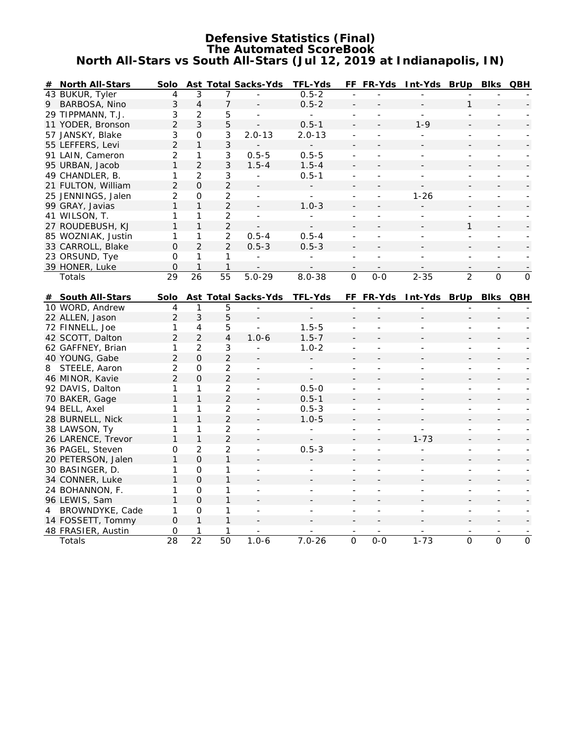# Defensive Statistics (Final)
## The Automated ScoreBook
## North All-Stars vs South All-Stars (Jul 12, 2019 at Indianapolis, IN)

| # | North All-Stars | Solo | Ast | Total | Sacks-Yds | TFL-Yds | FF | FR-Yds | Int-Yds | BrUp | Blks | QBH |
|---|---|---|---|---|---|---|---|---|---|---|---|---|
| 43 | BUKUR, Tyler | 4 | 3 | 7 | - | 0.5-2 | - | - | - | - | - | - |
| 9 | BARBOSA, Nino | 3 | 4 | 7 | - | 0.5-2 | - | - | - | 1 | - | - |
| 29 | TIPPMANN, T.J. | 3 | 2 | 5 | - | - | - | - | - | - | - | - |
| 11 | YODER, Bronson | 2 | 3 | 5 | - | 0.5-1 | - | - | 1-9 | - | - | - |
| 57 | JANSKY, Blake | 3 | 0 | 3 | 2.0-13 | 2.0-13 | - | - | - | - | - | - |
| 55 | LEFFERS, Levi | 2 | 1 | 3 | - | - | - | - | - | - | - | - |
| 91 | LAIN, Cameron | 2 | 1 | 3 | 0.5-5 | 0.5-5 | - | - | - | - | - | - |
| 95 | URBAN, Jacob | 1 | 2 | 3 | 1.5-4 | 1.5-4 | - | - | - | - | - | - |
| 49 | CHANDLER, B. | 1 | 2 | 3 | - | 0.5-1 | - | - | - | - | - | - |
| 21 | FULTON, William | 2 | 0 | 2 | - | - | - | - | - | - | - | - |
| 25 | JENNINGS, Jalen | 2 | 0 | 2 | - | - | - | - | 1-26 | - | - | - |
| 99 | GRAY, Javias | 1 | 1 | 2 | - | 1.0-3 | - | - | - | - | - | - |
| 41 | WILSON, T. | 1 | 1 | 2 | - | - | - | - | - | - | - | - |
| 27 | ROUDEBUSH, KJ | 1 | 1 | 2 | - | - | - | - | - | 1 | - | - |
| 85 | WOZNIAK, Justin | 1 | 1 | 2 | 0.5-4 | 0.5-4 | - | - | - | - | - | - |
| 33 | CARROLL, Blake | 0 | 2 | 2 | 0.5-3 | 0.5-3 | - | - | - | - | - | - |
| 23 | ORSUND, Tye | 0 | 1 | 1 | - | - | - | - | - | - | - | - |
| 39 | HONER, Luke | 0 | 1 | 1 | - | - | - | - | - | - | - | - |
| | Totals | 29 | 26 | 55 | 5.0-29 | 8.0-38 | 0 | 0-0 | 2-35 | 2 | 0 | 0 |

| # | South All-Stars | Solo | Ast | Total | Sacks-Yds | TFL-Yds | FF | FR-Yds | Int-Yds | BrUp | Blks | QBH |
|---|---|---|---|---|---|---|---|---|---|---|---|---|
| 10 | WORD, Andrew | 4 | 1 | 5 | - | - | - | - | - | - | - | - |
| 22 | ALLEN, Jason | 2 | 3 | 5 | - | - | - | - | - | - | - | - |
| 72 | FINNELL, Joe | 1 | 4 | 5 | - | 1.5-5 | - | - | - | - | - | - |
| 42 | SCOTT, Dalton | 2 | 2 | 4 | 1.0-6 | 1.5-7 | - | - | - | - | - | - |
| 62 | GAFFNEY, Brian | 1 | 2 | 3 | - | 1.0-2 | - | - | - | - | - | - |
| 40 | YOUNG, Gabe | 2 | 0 | 2 | - | - | - | - | - | - | - | - |
| 8 | STEELE, Aaron | 2 | 0 | 2 | - | - | - | - | - | - | - | - |
| 46 | MINOR, Kavie | 2 | 0 | 2 | - | - | - | - | - | - | - | - |
| 92 | DAVIS, Dalton | 1 | 1 | 2 | - | 0.5-0 | - | - | - | - | - | - |
| 70 | BAKER, Gage | 1 | 1 | 2 | - | 0.5-1 | - | - | - | - | - | - |
| 94 | BELL, Axel | 1 | 1 | 2 | - | 0.5-3 | - | - | - | - | - | - |
| 28 | BURNELL, Nick | 1 | 1 | 2 | - | 1.0-5 | - | - | - | - | - | - |
| 38 | LAWSON, Ty | 1 | 1 | 2 | - | - | - | - | - | - | - | - |
| 26 | LARENCE, Trevor | 1 | 1 | 2 | - | - | - | - | 1-73 | - | - | - |
| 36 | PAGEL, Steven | 0 | 2 | 2 | - | 0.5-3 | - | - | - | - | - | - |
| 20 | PETERSON, Jalen | 1 | 0 | 1 | - | - | - | - | - | - | - | - |
| 30 | BASINGER, D. | 1 | 0 | 1 | - | - | - | - | - | - | - | - |
| 34 | CONNER, Luke | 1 | 0 | 1 | - | - | - | - | - | - | - | - |
| 24 | BOHANNON, F. | 1 | 0 | 1 | - | - | - | - | - | - | - | - |
| 96 | LEWIS, Sam | 1 | 0 | 1 | - | - | - | - | - | - | - | - |
| 4 | BROWNDYKE, Cade | 1 | 0 | 1 | - | - | - | - | - | - | - | - |
| 14 | FOSSETT, Tommy | 0 | 1 | 1 | - | - | - | - | - | - | - | - |
| 48 | FRASIER, Austin | 0 | 1 | 1 | - | - | - | - | - | - | - | - |
| | Totals | 28 | 22 | 50 | 1.0-6 | 7.0-26 | 0 | 0-0 | 1-73 | 0 | 0 | 0 |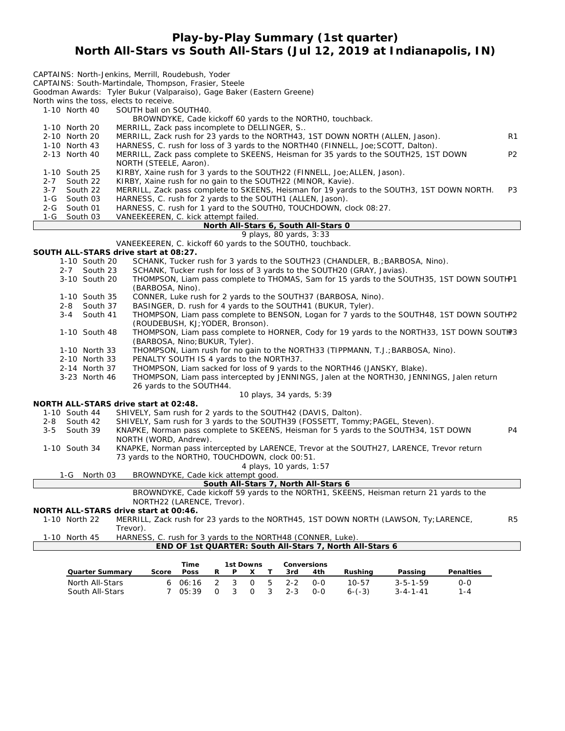# Play-by-Play Summary (1st quarter)
## North All-Stars vs South All-Stars (Jul 12, 2019 at Indianapolis, IN)

CAPTAINS: North-Jenkins, Merrill, Roudebush, Yoder
CAPTAINS: South-Martindale, Thompson, Frasier, Steele
Goodman Awards: Tyler Bukur (Valparaiso), Gage Baker (Eastern Greene)
North wins the toss, elects to receive.

| | | |
|---|---|---|
| 1-10 North 40 | SOUTH ball on SOUTH40. | |
| | BROWNDYKE, Cade kickoff 60 yards to the NORTH0, touchback. | |
| 1-10 North 20 | MERRILL, Zack pass incomplete to DELLINGER, S.. | |
| 2-10 North 20 | MERRILL, Zack rush for 23 yards to the NORTH43, 1ST DOWN NORTH (ALLEN, Jason). | R1 |
| 1-10 North 43 | HARNESS, C. rush for loss of 3 yards to the NORTH40 (FINNELL, Joe;SCOTT, Dalton). | |
| 2-13 North 40 | MERRILL, Zack pass complete to SKEENS, Heisman for 35 yards to the SOUTH25, 1ST DOWN NORTH (STEELE, Aaron). | P2 |
| 1-10 South 25 | KIRBY, Xaine rush for 3 yards to the SOUTH22 (FINNELL, Joe;ALLEN, Jason). | |
| 2-7 South 22 | KIRBY, Xaine rush for no gain to the SOUTH22 (MINOR, Kavie). | |
| 3-7 South 22 | MERRILL, Zack pass complete to SKEENS, Heisman for 19 yards to the SOUTH3, 1ST DOWN NORTH. | P3 |
| 1-G South 03 | HARNESS, C. rush for 2 yards to the SOUTH1 (ALLEN, Jason). | |
| 2-G South 01 | HARNESS, C. rush for 1 yard to the SOUTH0, TOUCHDOWN, clock 08:27. | |
| 1-G South 03 | VANEEKEEREN, C. kick attempt failed. | |

**North All-Stars 6, South All-Stars 0**

9 plays, 80 yards, 3:33

VANEEKEEREN, C. kickoff 60 yards to the SOUTH0, touchback.

**SOUTH ALL-STARS drive start at 08:27.**

| | | |
|---|---|---|
| 1-10 South 20 | SCHANK, Tucker rush for 3 yards to the SOUTH23 (CHANDLER, B.;BARBOSA, Nino). | |
| 2-7 South 23 | SCHANK, Tucker rush for loss of 3 yards to the SOUTH20 (GRAY, Javias). | |
| 3-10 South 20 | THOMPSON, Liam pass complete to THOMAS, Sam for 15 yards to the SOUTH35, 1ST DOWN SOUTH (BARBOSA, Nino). | P1 |
| 1-10 South 35 | CONNER, Luke rush for 2 yards to the SOUTH37 (BARBOSA, Nino). | |
| 2-8 South 37 | BASINGER, D. rush for 4 yards to the SOUTH41 (BUKUR, Tyler). | |
| 3-4 South 41 | THOMPSON, Liam pass complete to BENSON, Logan for 7 yards to the SOUTH48, 1ST DOWN SOUTH (ROUDEBUSH, KJ;YODER, Bronson). | P2 |
| 1-10 South 48 | THOMPSON, Liam pass complete to HORNER, Cody for 19 yards to the NORTH33, 1ST DOWN SOUTH (BARBOSA, Nino;BUKUR, Tyler). | P3 |
| 1-10 North 33 | THOMPSON, Liam rush for no gain to the NORTH33 (TIPPMANN, T.J.;BARBOSA, Nino). | |
| 2-10 North 33 | PENALTY SOUTH IS 4 yards to the NORTH37. | |
| 2-14 North 37 | THOMPSON, Liam sacked for loss of 9 yards to the NORTH46 (JANSKY, Blake). | |
| 3-23 North 46 | THOMPSON, Liam pass intercepted by JENNINGS, Jalen at the NORTH30, JENNINGS, Jalen return 26 yards to the SOUTH44. | |

10 plays, 34 yards, 5:39

**NORTH ALL-STARS drive start at 02:48.**

| | | |
|---|---|---|
| 1-10 South 44 | SHIVELY, Sam rush for 2 yards to the SOUTH42 (DAVIS, Dalton). | |
| 2-8 South 42 | SHIVELY, Sam rush for 3 yards to the SOUTH39 (FOSSETT, Tommy;PAGEL, Steven). | |
| 3-5 South 39 | KNAPKE, Norman pass complete to SKEENS, Heisman for 5 yards to the SOUTH34, 1ST DOWN NORTH (WORD, Andrew). | P4 |
| 1-10 South 34 | KNAPKE, Norman pass intercepted by LARENCE, Trevor at the SOUTH27, LARENCE, Trevor return 73 yards to the NORTH0, TOUCHDOWN, clock 00:51. | |

4 plays, 10 yards, 1:57

| | | |
|---|---|---|
| 1-G North 03 | BROWNDYKE, Cade kick attempt good. | |

**South All-Stars 7, North All-Stars 6**

BROWNDYKE, Cade kickoff 59 yards to the NORTH1, SKEENS, Heisman return 21 yards to the NORTH22 (LARENCE, Trevor).

**NORTH ALL-STARS drive start at 00:46.**

| | | |
|---|---|---|
| 1-10 North 22 | MERRILL, Zack rush for 23 yards to the NORTH45, 1ST DOWN NORTH (LAWSON, Ty;LARENCE, Trevor). | R5 |
| 1-10 North 45 | HARNESS, C. rush for 3 yards to the NORTH48 (CONNER, Luke). | |

**END OF 1st QUARTER: South All-Stars 7, North All-Stars 6**

| Quarter Summary | Score | Time Poss | 1st Downs R | P | X | T | Conversions 3rd | 4th | Rushing | Passing | Penalties |
|---|---|---|---|---|---|---|---|---|---|---|---|
| North All-Stars | 6 | 06:16 | 2 | 3 | 0 | 5 | 2-2 | 0-0 | 10-57 | 3-5-1-59 | 0-0 |
| South All-Stars | 7 | 05:39 | 0 | 3 | 0 | 3 | 2-3 | 0-0 | 6-(-3) | 3-4-1-41 | 1-4 |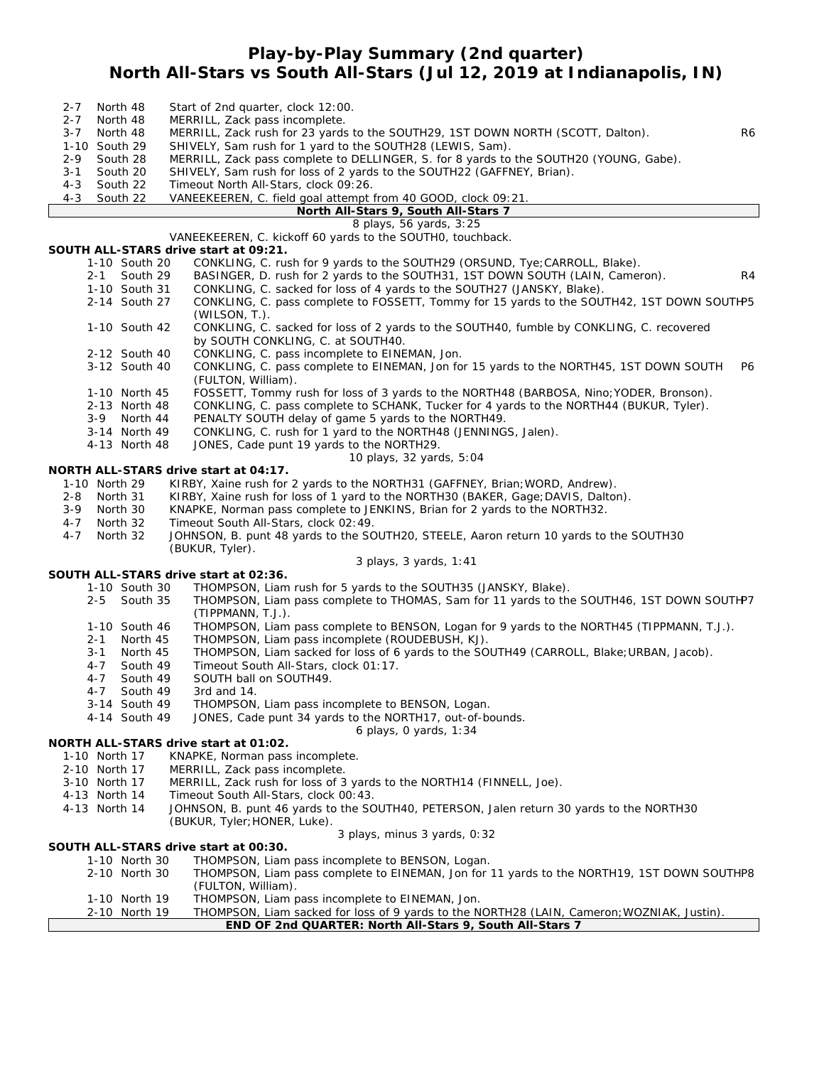# Play-by-Play Summary (2nd quarter)
## North All-Stars vs South All-Stars (Jul 12, 2019 at Indianapolis, IN)

| Down | Spot | Play | |
|---|---|---|---|
| 2-7 | North 48 | Start of 2nd quarter, clock 12:00. | |
| 2-7 | North 48 | MERRILL, Zack pass incomplete. | |
| 3-7 | North 48 | MERRILL, Zack rush for 23 yards to the SOUTH29, 1ST DOWN NORTH (SCOTT, Dalton). | R6 |
| 1-10 | South 29 | SHIVELY, Sam rush for 1 yard to the SOUTH28 (LEWIS, Sam). | |
| 2-9 | South 28 | MERRILL, Zack pass complete to DELLINGER, S. for 8 yards to the SOUTH20 (YOUNG, Gabe). | |
| 3-1 | South 20 | SHIVELY, Sam rush for loss of 2 yards to the SOUTH22 (GAFFNEY, Brian). | |
| 4-3 | South 22 | Timeout North All-Stars, clock 09:26. | |
| 4-3 | South 22 | VANEEKEEREN, C. field goal attempt from 40 GOOD, clock 09:21. | |

**North All-Stars 9, South All-Stars 7**

8 plays, 56 yards, 3:25

VANEEKEEREN, C. kickoff 60 yards to the SOUTH0, touchback.

**SOUTH ALL-STARS drive start at 09:21.**

| Down | Spot | Play | |
|---|---|---|---|
| 1-10 | South 20 | CONKLING, C. rush for 9 yards to the SOUTH29 (ORSUND, Tye;CARROLL, Blake). | |
| 2-1 | South 29 | BASINGER, D. rush for 2 yards to the SOUTH31, 1ST DOWN SOUTH (LAIN, Cameron). | R4 |
| 1-10 | South 31 | CONKLING, C. sacked for loss of 4 yards to the SOUTH27 (JANSKY, Blake). | |
| 2-14 | South 27 | CONKLING, C. pass complete to FOSSETT, Tommy for 15 yards to the SOUTH42, 1ST DOWN SOUTH (WILSON, T.). | P5 |
| 1-10 | South 42 | CONKLING, C. sacked for loss of 2 yards to the SOUTH40, fumble by CONKLING, C. recovered by SOUTH CONKLING, C. at SOUTH40. | |
| 2-12 | South 40 | CONKLING, C. pass incomplete to EINEMAN, Jon. | |
| 3-12 | South 40 | CONKLING, C. pass complete to EINEMAN, Jon for 15 yards to the NORTH45, 1ST DOWN SOUTH (FULTON, William). | P6 |
| 1-10 | North 45 | FOSSETT, Tommy rush for loss of 3 yards to the NORTH48 (BARBOSA, Nino;YODER, Bronson). | |
| 2-13 | North 48 | CONKLING, C. pass complete to SCHANK, Tucker for 4 yards to the NORTH44 (BUKUR, Tyler). | |
| 3-9 | North 44 | PENALTY SOUTH delay of game 5 yards to the NORTH49. | |
| 3-14 | North 49 | CONKLING, C. rush for 1 yard to the NORTH48 (JENNINGS, Jalen). | |
| 4-13 | North 48 | JONES, Cade punt 19 yards to the NORTH29. | |

10 plays, 32 yards, 5:04

**NORTH ALL-STARS drive start at 04:17.**

| Down | Spot | Play |
|---|---|---|
| 1-10 | North 29 | KIRBY, Xaine rush for 2 yards to the NORTH31 (GAFFNEY, Brian;WORD, Andrew). |
| 2-8 | North 31 | KIRBY, Xaine rush for loss of 1 yard to the NORTH30 (BAKER, Gage;DAVIS, Dalton). |
| 3-9 | North 30 | KNAPKE, Norman pass complete to JENKINS, Brian for 2 yards to the NORTH32. |
| 4-7 | North 32 | Timeout South All-Stars, clock 02:49. |
| 4-7 | North 32 | JOHNSON, B. punt 48 yards to the SOUTH20, STEELE, Aaron return 10 yards to the SOUTH30 (BUKUR, Tyler). |

3 plays, 3 yards, 1:41

**SOUTH ALL-STARS drive start at 02:36.**

| Down | Spot | Play | |
|---|---|---|---|
| 1-10 | South 30 | THOMPSON, Liam rush for 5 yards to the SOUTH35 (JANSKY, Blake). | |
| 2-5 | South 35 | THOMPSON, Liam pass complete to THOMAS, Sam for 11 yards to the SOUTH46, 1ST DOWN SOUTH (TIPPMANN, T.J.). | P7 |
| 1-10 | South 46 | THOMPSON, Liam pass complete to BENSON, Logan for 9 yards to the NORTH45 (TIPPMANN, T.J.). | |
| 2-1 | North 45 | THOMPSON, Liam pass incomplete (ROUDEBUSH, KJ). | |
| 3-1 | North 45 | THOMPSON, Liam sacked for loss of 6 yards to the SOUTH49 (CARROLL, Blake;URBAN, Jacob). | |
| 4-7 | South 49 | Timeout South All-Stars, clock 01:17. | |
| 4-7 | South 49 | SOUTH ball on SOUTH49. | |
| 4-7 | South 49 | 3rd and 14. | |
| 3-14 | South 49 | THOMPSON, Liam pass incomplete to BENSON, Logan. | |
| 4-14 | South 49 | JONES, Cade punt 34 yards to the NORTH17, out-of-bounds. | |

6 plays, 0 yards, 1:34

**NORTH ALL-STARS drive start at 01:02.**

| Down | Spot | Play |
|---|---|---|
| 1-10 | North 17 | KNAPKE, Norman pass incomplete. |
| 2-10 | North 17 | MERRILL, Zack pass incomplete. |
| 3-10 | North 17 | MERRILL, Zack rush for loss of 3 yards to the NORTH14 (FINNELL, Joe). |
| 4-13 | North 14 | Timeout South All-Stars, clock 00:43. |
| 4-13 | North 14 | JOHNSON, B. punt 46 yards to the SOUTH40, PETERSON, Jalen return 30 yards to the NORTH30 (BUKUR, Tyler;HONER, Luke). |

3 plays, minus 3 yards, 0:32

**SOUTH ALL-STARS drive start at 00:30.**

| Down | Spot | Play | |
|---|---|---|---|
| 1-10 | North 30 | THOMPSON, Liam pass incomplete to BENSON, Logan. | |
| 2-10 | North 30 | THOMPSON, Liam pass complete to EINEMAN, Jon for 11 yards to the NORTH19, 1ST DOWN SOUTH (FULTON, William). | P8 |
| 1-10 | North 19 | THOMPSON, Liam pass incomplete to EINEMAN, Jon. | |
| 2-10 | North 19 | THOMPSON, Liam sacked for loss of 9 yards to the NORTH28 (LAIN, Cameron;WOZNIAK, Justin). | |

**END OF 2nd QUARTER: North All-Stars 9, South All-Stars 7**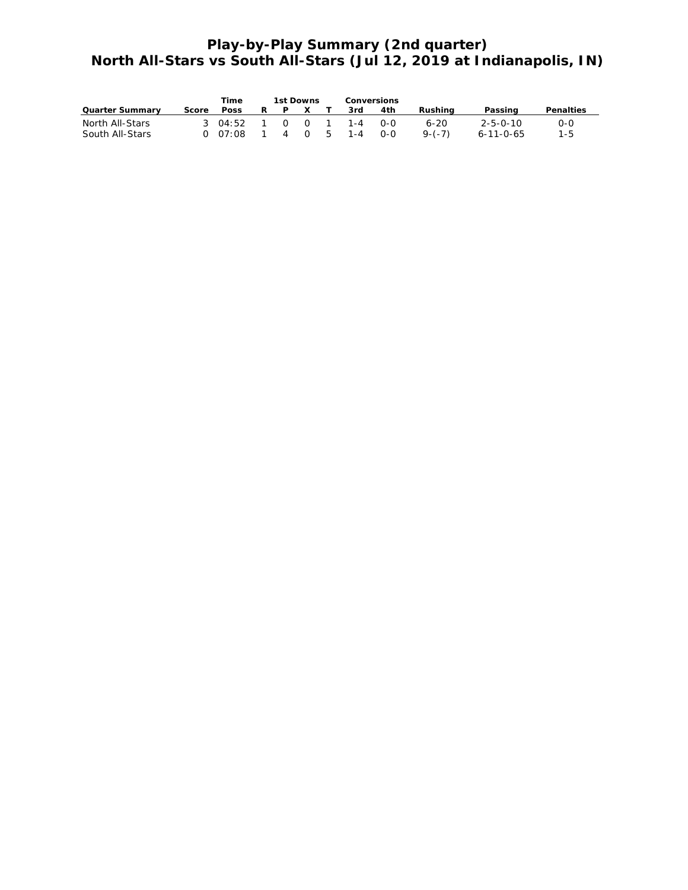# Play-by-Play Summary (2nd quarter)
# North All-Stars vs South All-Stars (Jul 12, 2019 at Indianapolis, IN)

| | | Time | 1st Downs | | | | Conversions | | | | |
|---|---|---|---|---|---|---|---|---|---|---|---|
| Quarter Summary | Score | Poss | R | P | X | T | 3rd | 4th | Rushing | Passing | Penalties |
| North All-Stars | 3 | 04:52 | 1 | 0 | 0 | 1 | 1-4 | 0-0 | 6-20 | 2-5-0-10 | 0-0 |
| South All-Stars | 0 | 07:08 | 1 | 4 | 0 | 5 | 1-4 | 0-0 | 9-(-7) | 6-11-0-65 | 1-5 |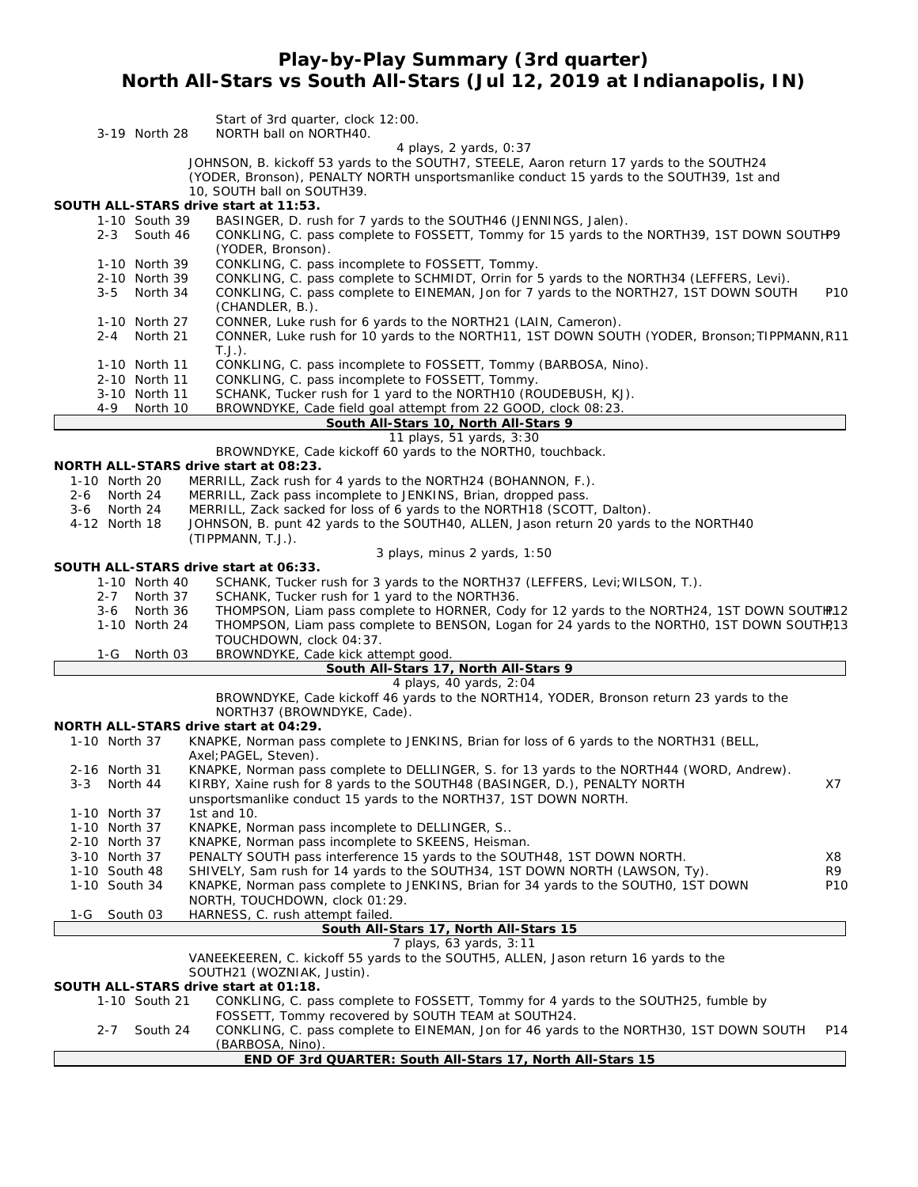# Play-by-Play Summary (3rd quarter)
## North All-Stars vs South All-Stars (Jul 12, 2019 at Indianapolis, IN)

Start of 3rd quarter, clock 12:00.

3-19 North 28 — NORTH ball on NORTH40.

4 plays, 2 yards, 0:37

JOHNSON, B. kickoff 53 yards to the SOUTH7, STEELE, Aaron return 17 yards to the SOUTH24 (YODER, Bronson), PENALTY NORTH unsportsmanlike conduct 15 yards to the SOUTH39, 1st and 10, SOUTH ball on SOUTH39.

**SOUTH ALL-STARS drive start at 11:53.**

| Down | Spot | Play | |
|---|---|---|---|
| 1-10 | South 39 | BASINGER, D. rush for 7 yards to the SOUTH46 (JENNINGS, Jalen). | |
| 2-3 | South 46 | CONKLING, C. pass complete to FOSSETT, Tommy for 15 yards to the NORTH39, 1ST DOWN SOUTH (YODER, Bronson). | P9 |
| 1-10 | North 39 | CONKLING, C. pass incomplete to FOSSETT, Tommy. | |
| 2-10 | North 39 | CONKLING, C. pass complete to SCHMIDT, Orrin for 5 yards to the NORTH34 (LEFFERS, Levi). | |
| 3-5 | North 34 | CONKLING, C. pass complete to EINEMAN, Jon for 7 yards to the NORTH27, 1ST DOWN SOUTH (CHANDLER, B.). | P10 |
| 1-10 | North 27 | CONNER, Luke rush for 6 yards to the NORTH21 (LAIN, Cameron). | |
| 2-4 | North 21 | CONNER, Luke rush for 10 yards to the NORTH11, 1ST DOWN SOUTH (YODER, Bronson;TIPPMANN, T.J.). | R11 |
| 1-10 | North 11 | CONKLING, C. pass incomplete to FOSSETT, Tommy (BARBOSA, Nino). | |
| 2-10 | North 11 | CONKLING, C. pass incomplete to FOSSETT, Tommy. | |
| 3-10 | North 11 | SCHANK, Tucker rush for 1 yard to the NORTH10 (ROUDEBUSH, KJ). | |
| 4-9 | North 10 | BROWNDYKE, Cade field goal attempt from 22 GOOD, clock 08:23. | |

**South All-Stars 10, North All-Stars 9**

11 plays, 51 yards, 3:30

BROWNDYKE, Cade kickoff 60 yards to the NORTH0, touchback.

**NORTH ALL-STARS drive start at 08:23.**

| Down | Spot | Play | |
|---|---|---|---|
| 1-10 | North 20 | MERRILL, Zack rush for 4 yards to the NORTH24 (BOHANNON, F.). | |
| 2-6 | North 24 | MERRILL, Zack pass incomplete to JENKINS, Brian, dropped pass. | |
| 3-6 | North 24 | MERRILL, Zack sacked for loss of 6 yards to the NORTH18 (SCOTT, Dalton). | |
| 4-12 | North 18 | JOHNSON, B. punt 42 yards to the SOUTH40, ALLEN, Jason return 20 yards to the NORTH40 (TIPPMANN, T.J.). | |

3 plays, minus 2 yards, 1:50

**SOUTH ALL-STARS drive start at 06:33.**

| Down | Spot | Play | |
|---|---|---|---|
| 1-10 | North 40 | SCHANK, Tucker rush for 3 yards to the NORTH37 (LEFFERS, Levi;WILSON, T.). | |
| 2-7 | North 37 | SCHANK, Tucker rush for 1 yard to the NORTH36. | |
| 3-6 | North 36 | THOMPSON, Liam pass complete to HORNER, Cody for 12 yards to the NORTH24, 1ST DOWN SOUTH | P12 |
| 1-10 | North 24 | THOMPSON, Liam pass complete to BENSON, Logan for 24 yards to the NORTH0, 1ST DOWN SOUTH, TOUCHDOWN, clock 04:37. | P13 |
| 1-G | North 03 | BROWNDYKE, Cade kick attempt good. | |

**South All-Stars 17, North All-Stars 9**

4 plays, 40 yards, 2:04

BROWNDYKE, Cade kickoff 46 yards to the NORTH14, YODER, Bronson return 23 yards to the NORTH37 (BROWNDYKE, Cade).

**NORTH ALL-STARS drive start at 04:29.**

| Down | Spot | Play | |
|---|---|---|---|
| 1-10 | North 37 | KNAPKE, Norman pass complete to JENKINS, Brian for loss of 6 yards to the NORTH31 (BELL, Axel;PAGEL, Steven). | |
| 2-16 | North 31 | KNAPKE, Norman pass complete to DELLINGER, S. for 13 yards to the NORTH44 (WORD, Andrew). | |
| 3-3 | North 44 | KIRBY, Xaine rush for 8 yards to the SOUTH48 (BASINGER, D.), PENALTY NORTH unsportsmanlike conduct 15 yards to the NORTH37, 1ST DOWN NORTH. | X7 |
| 1-10 | North 37 | 1st and 10. | |
| 1-10 | North 37 | KNAPKE, Norman pass incomplete to DELLINGER, S.. | |
| 2-10 | North 37 | KNAPKE, Norman pass incomplete to SKEENS, Heisman. | |
| 3-10 | North 37 | PENALTY SOUTH pass interference 15 yards to the SOUTH48, 1ST DOWN NORTH. | X8 |
| 1-10 | South 48 | SHIVELY, Sam rush for 14 yards to the SOUTH34, 1ST DOWN NORTH (LAWSON, Ty). | R9 |
| 1-10 | South 34 | KNAPKE, Norman pass complete to JENKINS, Brian for 34 yards to the SOUTH0, 1ST DOWN NORTH, TOUCHDOWN, clock 01:29. | P10 |
| 1-G | South 03 | HARNESS, C. rush attempt failed. | |

**South All-Stars 17, North All-Stars 15**

7 plays, 63 yards, 3:11

VANEEKEEREN, C. kickoff 55 yards to the SOUTH5, ALLEN, Jason return 16 yards to the SOUTH21 (WOZNIAK, Justin).

**SOUTH ALL-STARS drive start at 01:18.**

| Down | Spot | Play | |
|---|---|---|---|
| 1-10 | South 21 | CONKLING, C. pass complete to FOSSETT, Tommy for 4 yards to the SOUTH25, fumble by FOSSETT, Tommy recovered by SOUTH TEAM at SOUTH24. | |
| 2-7 | South 24 | CONKLING, C. pass complete to EINEMAN, Jon for 46 yards to the NORTH30, 1ST DOWN SOUTH (BARBOSA, Nino). | P14 |

**END OF 3rd QUARTER: South All-Stars 17, North All-Stars 15**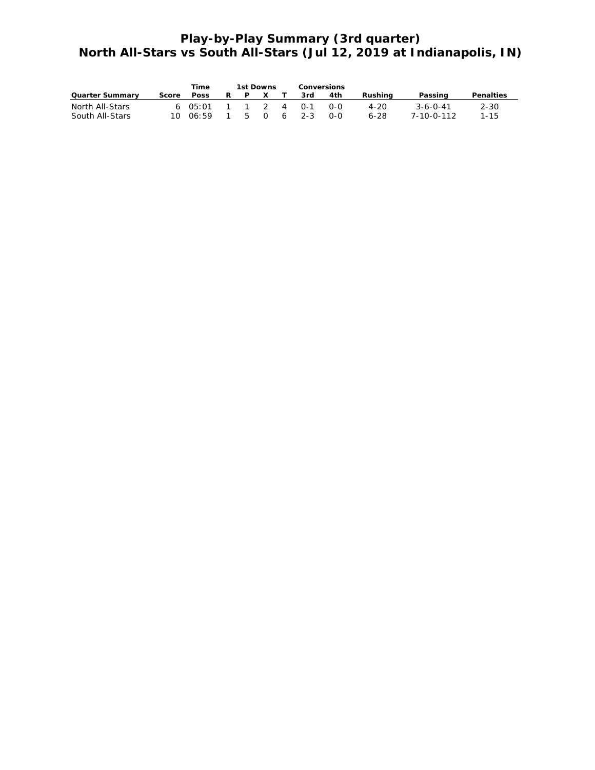# Play-by-Play Summary (3rd quarter)
# North All-Stars vs South All-Stars (Jul 12, 2019 at Indianapolis, IN)

| Quarter Summary | Score | Time Poss | 1st Downs R | 1st Downs P | 1st Downs X | 1st Downs T | Conversions 3rd | Conversions 4th | Rushing | Passing | Penalties |
|---|---|---|---|---|---|---|---|---|---|---|---|
| North All-Stars | 6 | 05:01 | 1 | 1 | 2 | 4 | 0-1 | 0-0 | 4-20 | 3-6-0-41 | 2-30 |
| South All-Stars | 10 | 06:59 | 1 | 5 | 0 | 6 | 2-3 | 0-0 | 6-28 | 7-10-0-112 | 1-15 |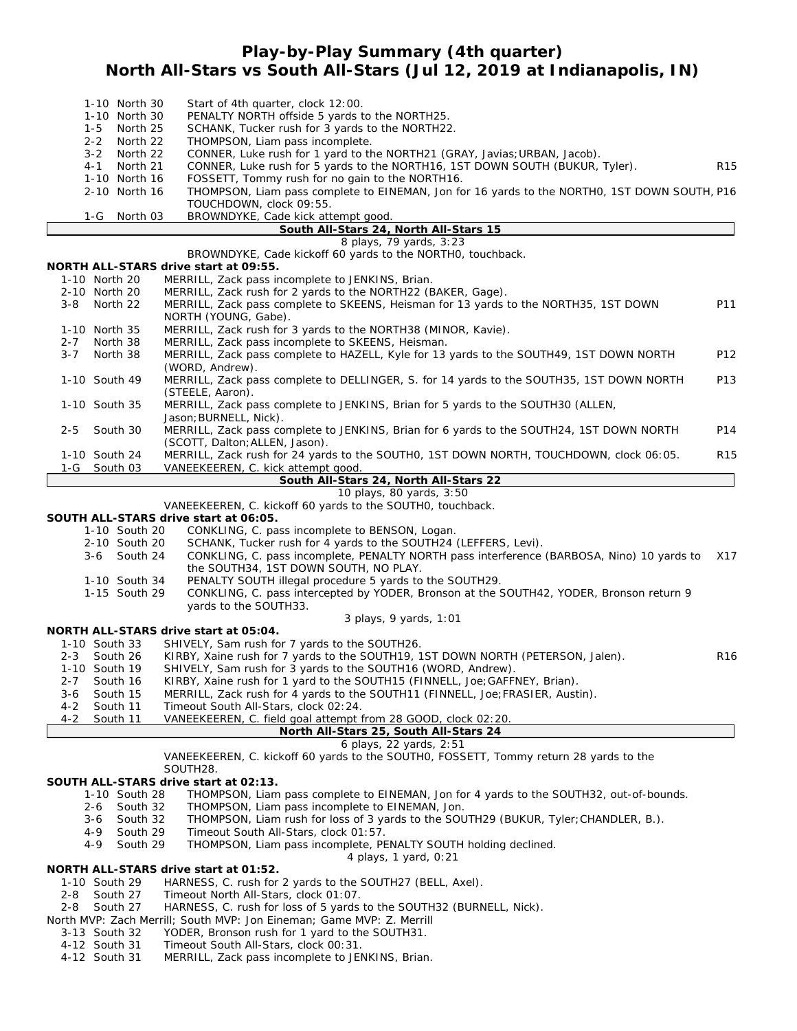# Play-by-Play Summary (4th quarter)
## North All-Stars vs South All-Stars (Jul 12, 2019 at Indianapolis, IN)

| Down | Spot | Play | |
|---|---|---|---|
| 1-10 | North 30 | Start of 4th quarter, clock 12:00. | |
| 1-10 | North 30 | PENALTY NORTH offside 5 yards to the NORTH25. | |
| 1-5 | North 25 | SCHANK, Tucker rush for 3 yards to the NORTH22. | |
| 2-2 | North 22 | THOMPSON, Liam pass incomplete. | |
| 3-2 | North 22 | CONNER, Luke rush for 1 yard to the NORTH21 (GRAY, Javias;URBAN, Jacob). | |
| 4-1 | North 21 | CONNER, Luke rush for 5 yards to the NORTH16, 1ST DOWN SOUTH (BUKUR, Tyler). | R15 |
| 1-10 | North 16 | FOSSETT, Tommy rush for no gain to the NORTH16. | |
| 2-10 | North 16 | THOMPSON, Liam pass complete to EINEMAN, Jon for 16 yards to the NORTH0, 1ST DOWN SOUTH, TOUCHDOWN, clock 09:55. | P16 |
| 1-G | North 03 | BROWNDYKE, Cade kick attempt good. | |

**South All-Stars 24, North All-Stars 15**

8 plays, 79 yards, 3:23

BROWNDYKE, Cade kickoff 60 yards to the NORTH0, touchback.

**NORTH ALL-STARS drive start at 09:55.**

| Down | Spot | Play | |
|---|---|---|---|
| 1-10 | North 20 | MERRILL, Zack pass incomplete to JENKINS, Brian. | |
| 2-10 | North 20 | MERRILL, Zack rush for 2 yards to the NORTH22 (BAKER, Gage). | |
| 3-8 | North 22 | MERRILL, Zack pass complete to SKEENS, Heisman for 13 yards to the NORTH35, 1ST DOWN NORTH (YOUNG, Gabe). | P11 |
| 1-10 | North 35 | MERRILL, Zack rush for 3 yards to the NORTH38 (MINOR, Kavie). | |
| 2-7 | North 38 | MERRILL, Zack pass incomplete to SKEENS, Heisman. | |
| 3-7 | North 38 | MERRILL, Zack pass complete to HAZELL, Kyle for 13 yards to the SOUTH49, 1ST DOWN NORTH (WORD, Andrew). | P12 |
| 1-10 | South 49 | MERRILL, Zack pass complete to DELLINGER, S. for 14 yards to the SOUTH35, 1ST DOWN NORTH (STEELE, Aaron). | P13 |
| 1-10 | South 35 | MERRILL, Zack pass complete to JENKINS, Brian for 5 yards to the SOUTH30 (ALLEN, Jason;BURNELL, Nick). | |
| 2-5 | South 30 | MERRILL, Zack pass complete to JENKINS, Brian for 6 yards to the SOUTH24, 1ST DOWN NORTH (SCOTT, Dalton;ALLEN, Jason). | P14 |
| 1-10 | South 24 | MERRILL, Zack rush for 24 yards to the SOUTH0, 1ST DOWN NORTH, TOUCHDOWN, clock 06:05. | R15 |
| 1-G | South 03 | VANEEKEEREN, C. kick attempt good. | |

**South All-Stars 24, North All-Stars 22**

10 plays, 80 yards, 3:50

VANEEKEEREN, C. kickoff 60 yards to the SOUTH0, touchback.

**SOUTH ALL-STARS drive start at 06:05.**

| Down | Spot | Play | |
|---|---|---|---|
| 1-10 | South 20 | CONKLING, C. pass incomplete to BENSON, Logan. | |
| 2-10 | South 20 | SCHANK, Tucker rush for 4 yards to the SOUTH24 (LEFFERS, Levi). | |
| 3-6 | South 24 | CONKLING, C. pass incomplete, PENALTY NORTH pass interference (BARBOSA, Nino) 10 yards to the SOUTH34, 1ST DOWN SOUTH, NO PLAY. | X17 |
| 1-10 | South 34 | PENALTY SOUTH illegal procedure 5 yards to the SOUTH29. | |
| 1-15 | South 29 | CONKLING, C. pass intercepted by YODER, Bronson at the SOUTH42, YODER, Bronson return 9 yards to the SOUTH33. | |

3 plays, 9 yards, 1:01

**NORTH ALL-STARS drive start at 05:04.**

| Down | Spot | Play | |
|---|---|---|---|
| 1-10 | South 33 | SHIVELY, Sam rush for 7 yards to the SOUTH26. | |
| 2-3 | South 26 | KIRBY, Xaine rush for 7 yards to the SOUTH19, 1ST DOWN NORTH (PETERSON, Jalen). | R16 |
| 1-10 | South 19 | SHIVELY, Sam rush for 3 yards to the SOUTH16 (WORD, Andrew). | |
| 2-7 | South 16 | KIRBY, Xaine rush for 1 yard to the SOUTH15 (FINNELL, Joe;GAFFNEY, Brian). | |
| 3-6 | South 15 | MERRILL, Zack rush for 4 yards to the SOUTH11 (FINNELL, Joe;FRASIER, Austin). | |
| 4-2 | South 11 | Timeout South All-Stars, clock 02:24. | |
| 4-2 | South 11 | VANEEKEEREN, C. field goal attempt from 28 GOOD, clock 02:20. | |

**North All-Stars 25, South All-Stars 24**

6 plays, 22 yards, 2:51

VANEEKEEREN, C. kickoff 60 yards to the SOUTH0, FOSSETT, Tommy return 28 yards to the SOUTH28.

**SOUTH ALL-STARS drive start at 02:13.**

| Down | Spot | Play |
|---|---|---|
| 1-10 | South 28 | THOMPSON, Liam pass complete to EINEMAN, Jon for 4 yards to the SOUTH32, out-of-bounds. |
| 2-6 | South 32 | THOMPSON, Liam pass incomplete to EINEMAN, Jon. |
| 3-6 | South 32 | THOMPSON, Liam rush for loss of 3 yards to the SOUTH29 (BUKUR, Tyler;CHANDLER, B.). |
| 4-9 | South 29 | Timeout South All-Stars, clock 01:57. |
| 4-9 | South 29 | THOMPSON, Liam pass incomplete, PENALTY SOUTH holding declined. |

4 plays, 1 yard, 0:21

**NORTH ALL-STARS drive start at 01:52.**

| Down | Spot | Play |
|---|---|---|
| 1-10 | South 29 | HARNESS, C. rush for 2 yards to the SOUTH27 (BELL, Axel). |
| 2-8 | South 27 | Timeout North All-Stars, clock 01:07. |
| 2-8 | South 27 | HARNESS, C. rush for loss of 5 yards to the SOUTH32 (BURNELL, Nick). |

North MVP: Zach Merrill; South MVP: Jon Eineman; Game MVP: Z. Merrill

| Down | Spot | Play |
|---|---|---|
| 3-13 | South 32 | YODER, Bronson rush for 1 yard to the SOUTH31. |
| 4-12 | South 31 | Timeout South All-Stars, clock 00:31. |
| 4-12 | South 31 | MERRILL, Zack pass incomplete to JENKINS, Brian. |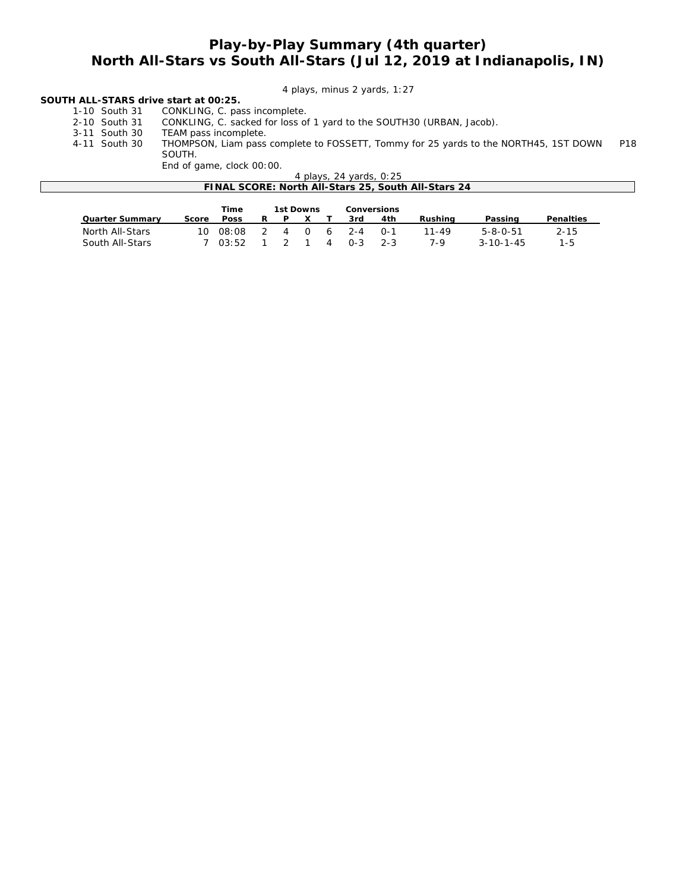# Play-by-Play Summary (4th quarter)
# North All-Stars vs South All-Stars (Jul 12, 2019 at Indianapolis, IN)

4 plays, minus 2 yards, 1:27

**SOUTH ALL-STARS drive start at 00:25.**

| | | |
|---|---|---|
| 1-10 South 31 | CONKLING, C. pass incomplete. | |
| 2-10 South 31 | CONKLING, C. sacked for loss of 1 yard to the SOUTH30 (URBAN, Jacob). | |
| 3-11 South 30 | TEAM pass incomplete. | |
| 4-11 South 30 | THOMPSON, Liam pass complete to FOSSETT, Tommy for 25 yards to the NORTH45, 1ST DOWN SOUTH. | P18 |
| | End of game, clock 00:00. | |

4 plays, 24 yards, 0:25

**FINAL SCORE: North All-Stars 25, South All-Stars 24**

| | | Time | 1st Downs | | | | Conversions | | | | |
|---|---|---|---|---|---|---|---|---|---|---|---|
| Quarter Summary | Score | Poss | R | P | X | T | 3rd | 4th | Rushing | Passing | Penalties |
| North All-Stars | 10 | 08:08 | 2 | 4 | 0 | 6 | 2-4 | 0-1 | 11-49 | 5-8-0-51 | 2-15 |
| South All-Stars | 7 | 03:52 | 1 | 2 | 1 | 4 | 0-3 | 2-3 | 7-9 | 3-10-1-45 | 1-5 |